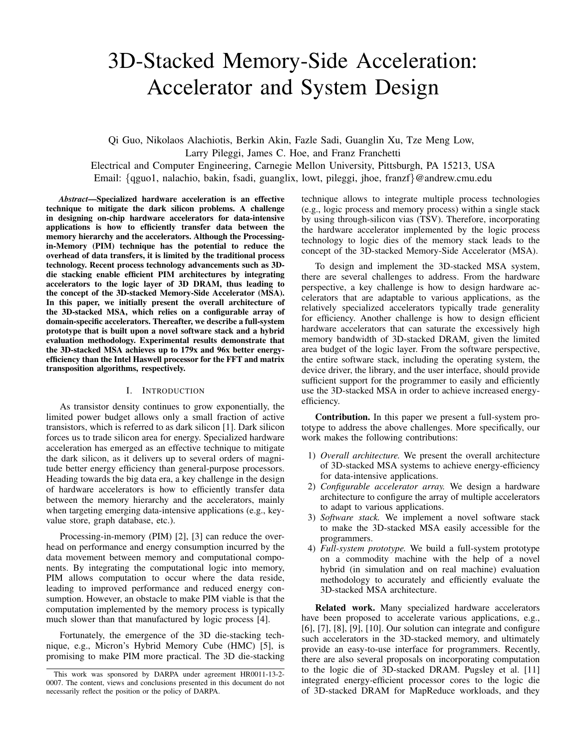# 3D-Stacked Memory-Side Acceleration: Accelerator and System Design

Qi Guo, Nikolaos Alachiotis, Berkin Akin, Fazle Sadi, Guanglin Xu, Tze Meng Low, Larry Pileggi, James C. Hoe, and Franz Franchetti

Electrical and Computer Engineering, Carnegie Mellon University, Pittsburgh, PA 15213, USA

Email: {qguo1, nalachio, bakin, fsadi, guanglix, lowt, pileggi, jhoe, franzf}@andrew.cmu.edu

***Abstract*—Specialized hardware acceleration is an effective technique to mitigate the dark silicon problems. A challenge in designing on-chip hardware accelerators for data-intensive applications is how to efficiently transfer data between the memory hierarchy and the accelerators. Although the Processing-in-Memory (PIM) technique has the potential to reduce the overhead of data transfers, it is limited by the traditional process technology. Recent process technology advancements such as 3D-die stacking enable efficient PIM architectures by integrating accelerators to the logic layer of 3D DRAM, thus leading to the concept of the 3D-stacked Memory-Side Accelerator (MSA). In this paper, we initially present the overall architecture of the 3D-stacked MSA, which relies on a configurable array of domain-specific accelerators. Thereafter, we describe a full-system prototype that is built upon a novel software stack and a hybrid evaluation methodology. Experimental results demonstrate that the 3D-stacked MSA achieves up to 179x and 96x better energy-efficiency than the Intel Haswell processor for the FFT and matrix transposition algorithms, respectively.**

## I. Introduction

As transistor density continues to grow exponentially, the limited power budget allows only a small fraction of active transistors, which is referred to as dark silicon [1]. Dark silicon forces us to trade silicon area for energy. Specialized hardware acceleration has emerged as an effective technique to mitigate the dark silicon, as it delivers up to several orders of magnitude better energy efficiency than general-purpose processors. Heading towards the big data era, a key challenge in the design of hardware accelerators is how to efficiently transfer data between the memory hierarchy and the accelerators, mainly when targeting emerging data-intensive applications (e.g., key-value store, graph database, etc.).

Processing-in-memory (PIM) [2], [3] can reduce the overhead on performance and energy consumption incurred by the data movement between memory and computational components. By integrating the computational logic into memory, PIM allows computation to occur where the data reside, leading to improved performance and reduced energy consumption. However, an obstacle to make PIM viable is that the computation implemented by the memory process is typically much slower than that manufactured by logic process [4].

Fortunately, the emergence of the 3D die-stacking technique, e.g., Micron's Hybrid Memory Cube (HMC) [5], is promising to make PIM more practical. The 3D die-stacking technique allows to integrate multiple process technologies (e.g., logic process and memory process) within a single stack by using through-silicon vias (TSV). Therefore, incorporating the hardware accelerator implemented by the logic process technology to logic dies of the memory stack leads to the concept of the 3D-stacked Memory-Side Accelerator (MSA).

To design and implement the 3D-stacked MSA system, there are several challenges to address. From the hardware perspective, a key challenge is how to design hardware accelerators that are adaptable to various applications, as the relatively specialized accelerators typically trade generality for efficiency. Another challenge is how to design efficient hardware accelerators that can saturate the excessively high memory bandwidth of 3D-stacked DRAM, given the limited area budget of the logic layer. From the software perspective, the entire software stack, including the operating system, the device driver, the library, and the user interface, should provide sufficient support for the programmer to easily and efficiently use the 3D-stacked MSA in order to achieve increased energy-efficiency.

**Contribution.** In this paper we present a full-system prototype to address the above challenges. More specifically, our work makes the following contributions:

1) *Overall architecture.* We present the overall architecture of 3D-stacked MSA systems to achieve energy-efficiency for data-intensive applications.
2) *Configurable accelerator array.* We design a hardware architecture to configure the array of multiple accelerators to adapt to various applications.
3) *Software stack.* We implement a novel software stack to make the 3D-stacked MSA easily accessible for the programmers.
4) *Full-system prototype.* We build a full-system prototype on a commodity machine with the help of a novel hybrid (in simulation and on real machine) evaluation methodology to accurately and efficiently evaluate the 3D-stacked MSA architecture.

**Related work.** Many specialized hardware accelerators have been proposed to accelerate various applications, e.g., [6], [7], [8], [9], [10]. Our solution can integrate and configure such accelerators in the 3D-stacked memory, and ultimately provide an easy-to-use interface for programmers. Recently, there are also several proposals on incorporating computation to the logic die of 3D-stacked DRAM. Pugsley et al. [11] integrated energy-efficient processor cores to the logic die of 3D-stacked DRAM for MapReduce workloads, and they

This work was sponsored by DARPA under agreement HR0011-13-2-0007. The content, views and conclusions presented in this document do not necessarily reflect the position or the policy of DARPA.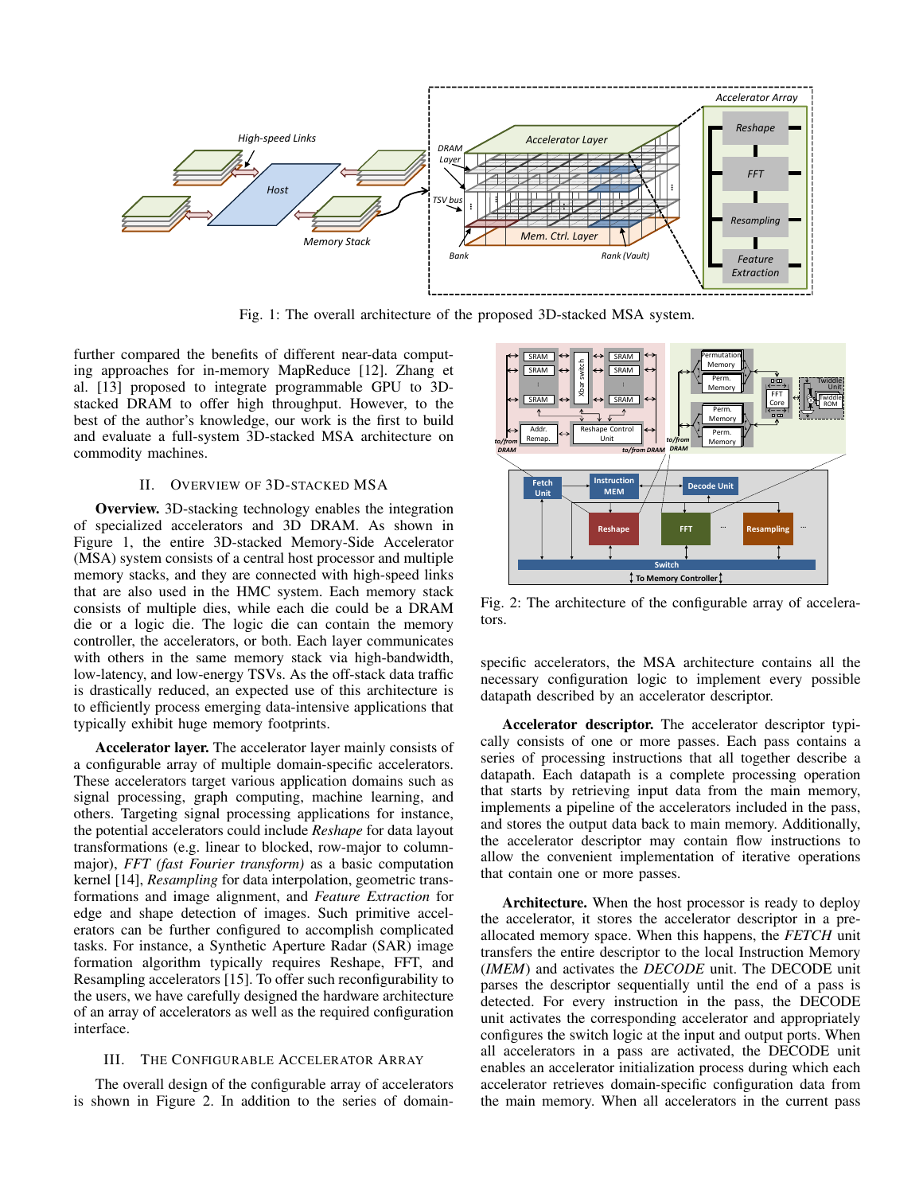Fig. 1: The overall architecture of the proposed 3D-stacked MSA system.

further compared the benefits of different near-data computing approaches for in-memory MapReduce [12]. Zhang et al. [13] proposed to integrate programmable GPU to 3D-stacked DRAM to offer high throughput. However, to the best of the author's knowledge, our work is the first to build and evaluate a full-system 3D-stacked MSA architecture on commodity machines.

## II. Overview of 3D-Stacked MSA

**Overview.** 3D-stacking technology enables the integration of specialized accelerators and 3D DRAM. As shown in Figure 1, the entire 3D-stacked Memory-Side Accelerator (MSA) system consists of a central host processor and multiple memory stacks, and they are connected with high-speed links that are also used in the HMC system. Each memory stack consists of multiple dies, while each die could be a DRAM die or a logic die. The logic die can contain the memory controller, the accelerators, or both. Each layer communicates with others in the same memory stack via high-bandwidth, low-latency, and low-energy TSVs. As the off-stack data traffic is drastically reduced, an expected use of this architecture is to efficiently process emerging data-intensive applications that typically exhibit huge memory footprints.

**Accelerator layer.** The accelerator layer mainly consists of a configurable array of multiple domain-specific accelerators. These accelerators target various application domains such as signal processing, graph computing, machine learning, and others. Targeting signal processing applications for instance, the potential accelerators could include *Reshape* for data layout transformations (e.g. linear to blocked, row-major to column-major), *FFT (fast Fourier transform)* as a basic computation kernel [14], *Resampling* for data interpolation, geometric transformations and image alignment, and *Feature Extraction* for edge and shape detection of images. Such primitive accelerators can be further configured to accomplish complicated tasks. For instance, a Synthetic Aperture Radar (SAR) image formation algorithm typically requires Reshape, FFT, and Resampling accelerators [15]. To offer such reconfigurability to the users, we have carefully designed the hardware architecture of an array of accelerators as well as the required configuration interface.

## III. The Configurable Accelerator Array

The overall design of the configurable array of accelerators is shown in Figure 2. In addition to the series of domain-specific accelerators, the MSA architecture contains all the necessary configuration logic to implement every possible datapath described by an accelerator descriptor.

Fig. 2: The architecture of the configurable array of accelerators.

**Accelerator descriptor.** The accelerator descriptor typically consists of one or more passes. Each pass contains a series of processing instructions that all together describe a datapath. Each datapath is a complete processing operation that starts by retrieving input data from the main memory, implements a pipeline of the accelerators included in the pass, and stores the output data back to main memory. Additionally, the accelerator descriptor may contain flow instructions to allow the convenient implementation of iterative operations that contain one or more passes.

**Architecture.** When the host processor is ready to deploy the accelerator, it stores the accelerator descriptor in a pre-allocated memory space. When this happens, the *FETCH* unit transfers the entire descriptor to the local Instruction Memory (*IMEM*) and activates the *DECODE* unit. The DECODE unit parses the descriptor sequentially until the end of a pass is detected. For every instruction in the pass, the DECODE unit activates the corresponding accelerator and appropriately configures the switch logic at the input and output ports. When all accelerators in a pass are activated, the DECODE unit enables an accelerator initialization process during which each accelerator retrieves domain-specific configuration data from the main memory. When all accelerators in the current pass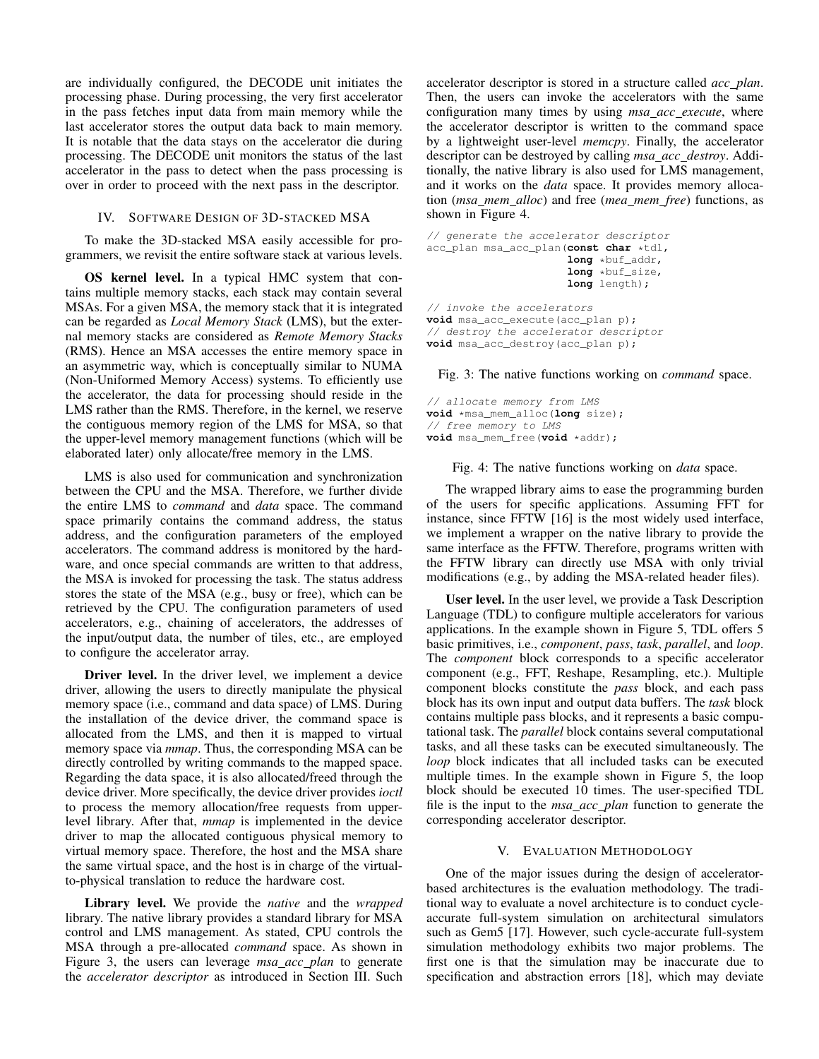are individually configured, the DECODE unit initiates the processing phase. During processing, the very first accelerator in the pass fetches input data from main memory while the last accelerator stores the output data back to main memory. It is notable that the data stays on the accelerator die during processing. The DECODE unit monitors the status of the last accelerator in the pass to detect when the pass processing is over in order to proceed with the next pass in the descriptor.

## IV. Software Design of 3D-stacked MSA

To make the 3D-stacked MSA easily accessible for programmers, we revisit the entire software stack at various levels.

**OS kernel level.** In a typical HMC system that contains multiple memory stacks, each stack may contain several MSAs. For a given MSA, the memory stack that it is integrated can be regarded as *Local Memory Stack* (LMS), but the external memory stacks are considered as *Remote Memory Stacks* (RMS). Hence an MSA accesses the entire memory space in an asymmetric way, which is conceptually similar to NUMA (Non-Uniformed Memory Access) systems. To efficiently use the accelerator, the data for processing should reside in the LMS rather than the RMS. Therefore, in the kernel, we reserve the contiguous memory region of the LMS for MSA, so that the upper-level memory management functions (which will be elaborated later) only allocate/free memory in the LMS.

LMS is also used for communication and synchronization between the CPU and the MSA. Therefore, we further divide the entire LMS to *command* and *data* space. The command space primarily contains the command address, the status address, and the configuration parameters of the employed accelerators. The command address is monitored by the hardware, and once special commands are written to that address, the MSA is invoked for processing the task. The status address stores the state of the MSA (e.g., busy or free), which can be retrieved by the CPU. The configuration parameters of used accelerators, e.g., chaining of accelerators, the addresses of the input/output data, the number of tiles, etc., are employed to configure the accelerator array.

**Driver level.** In the driver level, we implement a device driver, allowing the users to directly manipulate the physical memory space (i.e., command and data space) of LMS. During the installation of the device driver, the command space is allocated from the LMS, and then it is mapped to virtual memory space via *mmap*. Thus, the corresponding MSA can be directly controlled by writing commands to the mapped space. Regarding the data space, it is also allocated/freed through the device driver. More specifically, the device driver provides *ioctl* to process the memory allocation/free requests from upper-level library. After that, *mmap* is implemented in the device driver to map the allocated contiguous physical memory to virtual memory space. Therefore, the host and the MSA share the same virtual space, and the host is in charge of the virtual-to-physical translation to reduce the hardware cost.

**Library level.** We provide the *native* and the *wrapped* library. The native library provides a standard library for MSA control and LMS management. As stated, CPU controls the MSA through a pre-allocated *command* space. As shown in Figure 3, the users can leverage *msa_acc_plan* to generate the *accelerator descriptor* as introduced in Section III. Such accelerator descriptor is stored in a structure called *acc_plan*. Then, the users can invoke the accelerators with the same configuration many times by using *msa_acc_execute*, where the accelerator descriptor is written to the command space by a lightweight user-level *memcpy*. Finally, the accelerator descriptor can be destroyed by calling *msa_acc_destroy*. Additionally, the native library is also used for LMS management, and it works on the *data* space. It provides memory allocation (*msa_mem_alloc*) and free (*mea_mem_free*) functions, as shown in Figure 4.

```
// generate the accelerator descriptor
acc_plan msa_acc_plan(const char *tdl,
                      long *buf_addr,
                      long *buf_size,
                      long length);

// invoke the accelerators
void msa_acc_execute(acc_plan p);
// destroy the accelerator descriptor
void msa_acc_destroy(acc_plan p);
```

Fig. 3: The native functions working on *command* space.

```
// allocate memory from LMS
void *msa_mem_alloc(long size);
// free memory to LMS
void msa_mem_free(void *addr);
```

Fig. 4: The native functions working on *data* space.

The wrapped library aims to ease the programming burden of the users for specific applications. Assuming FFT for instance, since FFTW [16] is the most widely used interface, we implement a wrapper on the native library to provide the same interface as the FFTW. Therefore, programs written with the FFTW library can directly use MSA with only trivial modifications (e.g., by adding the MSA-related header files).

**User level.** In the user level, we provide a Task Description Language (TDL) to configure multiple accelerators for various applications. In the example shown in Figure 5, TDL offers 5 basic primitives, i.e., *component*, *pass*, *task*, *parallel*, and *loop*. The *component* block corresponds to a specific accelerator component (e.g., FFT, Reshape, Resampling, etc.). Multiple component blocks constitute the *pass* block, and each pass block has its own input and output data buffers. The *task* block contains multiple pass blocks, and it represents a basic computational task. The *parallel* block contains several computational tasks, and all these tasks can be executed simultaneously. The *loop* block indicates that all included tasks can be executed multiple times. In the example shown in Figure 5, the loop block should be executed 10 times. The user-specified TDL file is the input to the *msa_acc_plan* function to generate the corresponding accelerator descriptor.

## V. Evaluation Methodology

One of the major issues during the design of accelerator-based architectures is the evaluation methodology. The traditional way to evaluate a novel architecture is to conduct cycle-accurate full-system simulation on architectural simulators such as Gem5 [17]. However, such cycle-accurate full-system simulation methodology exhibits two major problems. The first one is that the simulation may be inaccurate due to specification and abstraction errors [18], which may deviate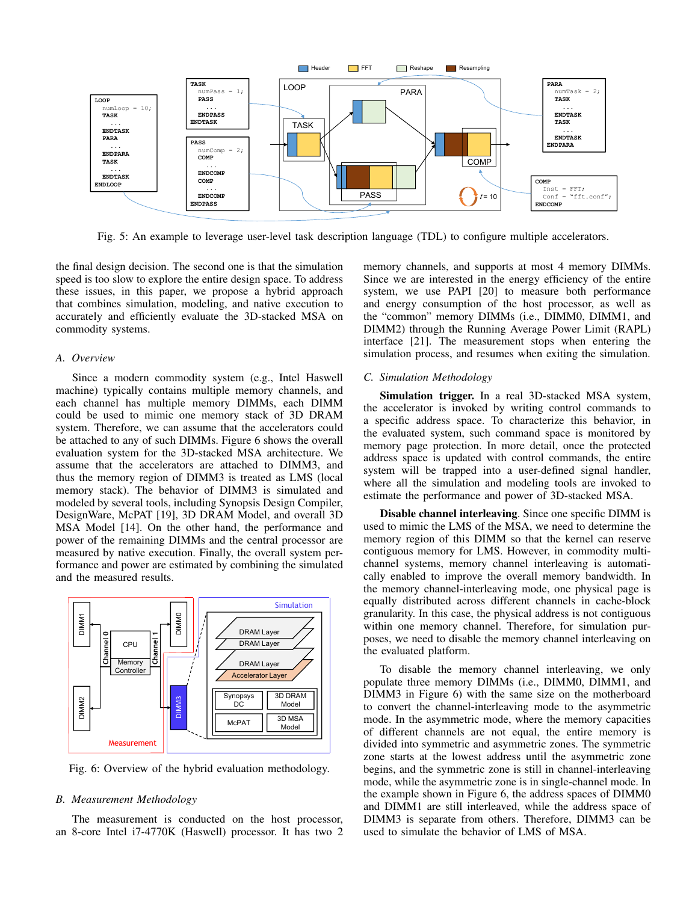Fig. 5: An example to leverage user-level task description language (TDL) to configure multiple accelerators.

the final design decision. The second one is that the simulation speed is too slow to explore the entire design space. To address these issues, in this paper, we propose a hybrid approach that combines simulation, modeling, and native execution to accurately and efficiently evaluate the 3D-stacked MSA on commodity systems.

### A. Overview

Since a modern commodity system (e.g., Intel Haswell machine) typically contains multiple memory channels, and each channel has multiple memory DIMMs, each DIMM could be used to mimic one memory stack of 3D DRAM system. Therefore, we can assume that the accelerators could be attached to any of such DIMMs. Figure 6 shows the overall evaluation system for the 3D-stacked MSA architecture. We assume that the accelerators are attached to DIMM3, and thus the memory region of DIMM3 is treated as LMS (local memory stack). The behavior of DIMM3 is simulated and modeled by several tools, including Synopsis Design Compiler, DesignWare, McPAT [19], 3D DRAM Model, and overall 3D MSA Model [14]. On the other hand, the performance and power of the remaining DIMMs and the central processor are measured by native execution. Finally, the overall system performance and power are estimated by combining the simulated and the measured results.

Fig. 6: Overview of the hybrid evaluation methodology.

### B. Measurement Methodology

The measurement is conducted on the host processor, an 8-core Intel i7-4770K (Haswell) processor. It has two 2 memory channels, and supports at most 4 memory DIMMs. Since we are interested in the energy efficiency of the entire system, we use PAPI [20] to measure both performance and energy consumption of the host processor, as well as the "common" memory DIMMs (i.e., DIMM0, DIMM1, and DIMM2) through the Running Average Power Limit (RAPL) interface [21]. The measurement stops when entering the simulation process, and resumes when exiting the simulation.

### C. Simulation Methodology

**Simulation trigger.** In a real 3D-stacked MSA system, the accelerator is invoked by writing control commands to a specific address space. To characterize this behavior, in the evaluated system, such command space is monitored by memory page protection. In more detail, once the protected address space is updated with control commands, the entire system will be trapped into a user-defined signal handler, where all the simulation and modeling tools are invoked to estimate the performance and power of 3D-stacked MSA.

**Disable channel interleaving**. Since one specific DIMM is used to mimic the LMS of the MSA, we need to determine the memory region of this DIMM so that the kernel can reserve contiguous memory for LMS. However, in commodity multi-channel systems, memory channel interleaving is automatically enabled to improve the overall memory bandwidth. In the memory channel-interleaving mode, one physical page is equally distributed across different channels in cache-block granularity. In this case, the physical address is not contiguous within one memory channel. Therefore, for simulation purposes, we need to disable the memory channel interleaving on the evaluated platform.

To disable the memory channel interleaving, we only populate three memory DIMMs (i.e., DIMM0, DIMM1, and DIMM3 in Figure 6) with the same size on the motherboard to convert the channel-interleaving mode to the asymmetric mode. In the asymmetric mode, where the memory capacities of different channels are not equal, the entire memory is divided into symmetric and asymmetric zones. The symmetric zone starts at the lowest address until the asymmetric zone begins, and the symmetric zone is still in channel-interleaving mode, while the asymmetric zone is in single-channel mode. In the example shown in Figure 6, the address spaces of DIMM0 and DIMM1 are still interleaved, while the address space of DIMM3 is separate from others. Therefore, DIMM3 can be used to simulate the behavior of LMS of MSA.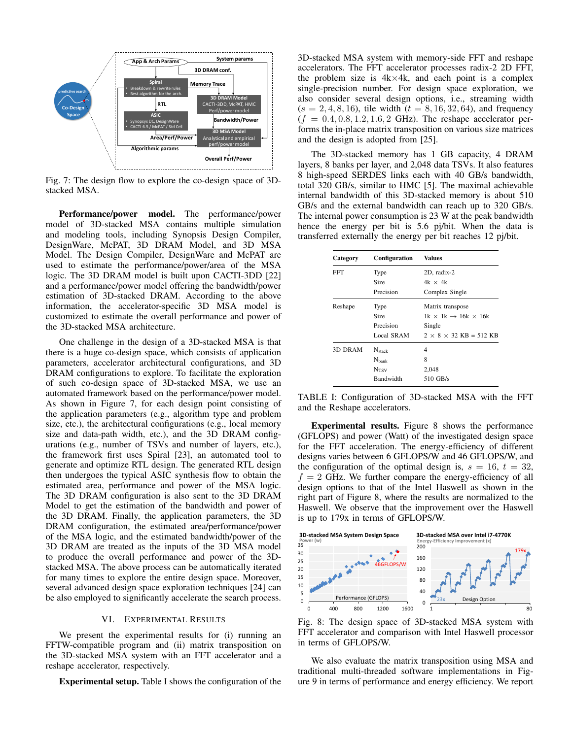Fig. 7: The design flow to explore the co-design space of 3D-stacked MSA.

**Performance/power model.** The performance/power model of 3D-stacked MSA contains multiple simulation and modeling tools, including Synopsis Design Compiler, DesignWare, McPAT, 3D DRAM Model, and 3D MSA Model. The Design Compiler, DesignWare and McPAT are used to estimate the performance/power/area of the MSA logic. The 3D DRAM model is built upon CACTI-3DD [22] and a performance/power model offering the bandwidth/power estimation of 3D-stacked DRAM. According to the above information, the accelerator-specific 3D MSA model is customized to estimate the overall performance and power of the 3D-stacked MSA architecture.

One challenge in the design of a 3D-stacked MSA is that there is a huge co-design space, which consists of application parameters, accelerator architectural configurations, and 3D DRAM configurations to explore. To facilitate the exploration of such co-design space of 3D-stacked MSA, we use an automated framework based on the performance/power model. As shown in Figure 7, for each design point consisting of the application parameters (e.g., algorithm type and problem size, etc.), the architectural configurations (e.g., local memory size and data-path width, etc.), and the 3D DRAM configurations (e.g., number of TSVs and number of layers, etc.), the framework first uses Spiral [23], an automated tool to generate and optimize RTL design. The generated RTL design then undergoes the typical ASIC synthesis flow to obtain the estimated area, performance and power of the MSA logic. The 3D DRAM configuration is also sent to the 3D DRAM Model to get the estimation of the bandwidth and power of the 3D DRAM. Finally, the application parameters, the 3D DRAM configuration, the estimated area/performance/power of the MSA logic, and the estimated bandwidth/power of the 3D DRAM are treated as the inputs of the 3D MSA model to produce the overall performance and power of the 3D-stacked MSA. The above process can be automatically iterated for many times to explore the entire design space. Moreover, several advanced design space exploration techniques [24] can be also employed to significantly accelerate the search process.

## VI. Experimental Results

We present the experimental results for (i) running an FFTW-compatible program and (ii) matrix transposition on the 3D-stacked MSA system with an FFT accelerator and a reshape accelerator, respectively.

**Experimental setup.** Table I shows the configuration of the 3D-stacked MSA system with memory-side FFT and reshape accelerators. The FFT accelerator processes radix-2 2D FFT, the problem size is 4k×4k, and each point is a complex single-precision number. For design space exploration, we also consider several design options, i.e., streaming width ($s = 2, 4, 8, 16$), tile width ($t = 8, 16, 32, 64$), and frequency ($f = 0.4, 0.8, 1.2, 1.6, 2$ GHz). The reshape accelerator performs the in-place matrix transposition on various size matrices and the design is adopted from [25].

The 3D-stacked memory has 1 GB capacity, 4 DRAM layers, 8 banks per layer, and 2,048 data TSVs. It also features 8 high-speed SERDES links each with 40 GB/s bandwidth, total 320 GB/s, similar to HMC [5]. The maximal achievable internal bandwidth of this 3D-stacked memory is about 510 GB/s and the external bandwidth can reach up to 320 GB/s. The internal power consumption is 23 W at the peak bandwidth hence the energy per bit is 5.6 pj/bit. When the data is transferred externally the energy per bit reaches 12 pj/bit.

| Category | Configuration | Values |
|---|---|---|
| FFT | Type | 2D, radix-2 |
| | Size | 4k × 4k |
| | Precision | Complex Single |
| Reshape | Type | Matrix transpose |
| | Size | 1k × 1k → 16k × 16k |
| | Precision | Single |
| | Local SRAM | 2 × 8 × 32 KB = 512 KB |
| 3D DRAM | $N_{stack}$ | 4 |
| | $N_{bank}$ | 8 |
| | $N_{TSV}$ | 2,048 |
| | Bandwidth | 510 GB/s |

TABLE I: Configuration of 3D-stacked MSA with the FFT and the Reshape accelerators.

**Experimental results.** Figure 8 shows the performance (GFLOPS) and power (Watt) of the investigated design space for the FFT acceleration. The energy-efficiency of different designs varies between 6 GFLOPS/W and 46 GFLOPS/W, and the configuration of the optimal design is, $s = 16$, $t = 32$, $f = 2$ GHz. We further compare the energy-efficiency of all design options to that of the Intel Haswell as shown in the right part of Figure 8, where the results are normalized to the Haswell. We observe that the improvement over the Haswell is up to 179x in terms of GFLOPS/W.

Fig. 8: The design space of 3D-stacked MSA system with FFT accelerator and comparison with Intel Haswell processor in terms of GFLOPS/W.

We also evaluate the matrix transposition using MSA and traditional multi-threaded software implementations in Figure 9 in terms of performance and energy efficiency. We report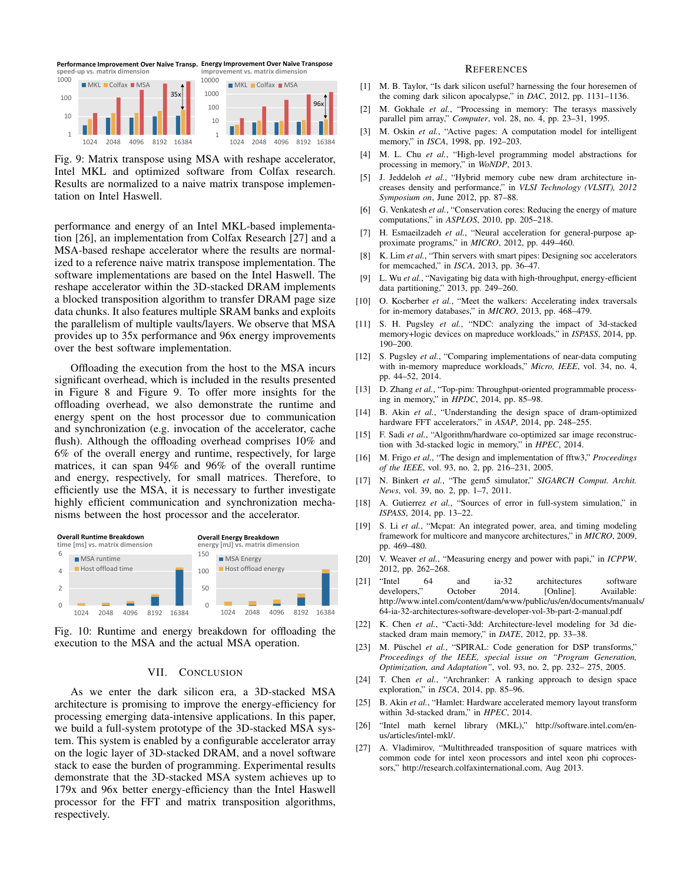Performance Improvement Over Naïve Transp.
speed-up vs. matrix dimension
1000
100
10
1
MKL Colfax MSA
35x
1024 2048 4096 8192 16384

Energy Improvement Over Naïve Transpose
improvement vs. matrix dimension
10000
1000
100
10
1
MKL Colfax MSA
96x
1024 2048 4096 8192 16384

Fig. 9: Matrix transpose using MSA with reshape accelerator, Intel MKL and optimized software from Colfax research. Results are normalized to a naive matrix transpose implementation on Intel Haswell.

performance and energy of an Intel MKL-based implementation [26], an implementation from Colfax Research [27] and a MSA-based reshape accelerator where the results are normalized to a reference naive matrix transpose implementation. The software implementations are based on the Intel Haswell. The reshape accelerator within the 3D-stacked DRAM implements a blocked transposition algorithm to transfer DRAM page size data chunks. It also features multiple SRAM banks and exploits the parallelism of multiple vaults/layers. We observe that MSA provides up to 35x performance and 96x energy improvements over the best software implementation.

Offloading the execution from the host to the MSA incurs significant overhead, which is included in the results presented in Figure 8 and Figure 9. To offer more insights for the offloading overhead, we also demonstrate the runtime and energy spent on the host processor due to communication and synchronization (e.g. invocation of the accelerator, cache flush). Although the offloading overhead comprises 10% and 6% of the overall energy and runtime, respectively, for large matrices, it can span 94% and 96% of the overall runtime and energy, respectively, for small matrices. Therefore, to efficiently use the MSA, it is necessary to further investigate highly efficient communication and synchronization mechanisms between the host processor and the accelerator.

Overall Runtime Breakdown
time [ms] vs. matrix dimension
6
4
2
0
MSA runtime
Host offload time
1024 2048 4096 8192 16384

Overall Energy Breakdown
energy [mJ] vs. matrix dimension
150
100
50
0
MSA Energy
Host offload energy
1024 2048 4096 8192 16384

Fig. 10: Runtime and energy breakdown for offloading the execution to the MSA and the actual MSA operation.

## VII. Conclusion

As we enter the dark silicon era, a 3D-stacked MSA architecture is promising to improve the energy-efficiency for processing emerging data-intensive applications. In this paper, we build a full-system prototype of the 3D-stacked MSA system. This system is enabled by a configurable accelerator array on the logic layer of 3D-stacked DRAM, and a novel software stack to ease the burden of programming. Experimental results demonstrate that the 3D-stacked MSA system achieves up to 179x and 96x better energy-efficiency than the Intel Haswell processor for the FFT and matrix transposition algorithms, respectively.

## References

[1] M. B. Taylor, "Is dark silicon useful? harnessing the four horsemen of the coming dark silicon apocalypse," in *DAC*, 2012, pp. 1131–1136.

[2] M. Gokhale *et al.*, "Processing in memory: The terasys massively parallel pim array," *Computer*, vol. 28, no. 4, pp. 23–31, 1995.

[3] M. Oskin *et al.*, "Active pages: A computation model for intelligent memory," in *ISCA*, 1998, pp. 192–203.

[4] M. L. Chu *et al.*, "High-level programming model abstractions for processing in memory," in *WoNDP*, 2013.

[5] J. Jeddeloh *et al.*, "Hybrid memory cube new dram architecture increases density and performance," in *VLSI Technology (VLSIT), 2012 Symposium on*, June 2012, pp. 87–88.

[6] G. Venkatesh *et al.*, "Conservation cores: Reducing the energy of mature computations," in *ASPLOS*, 2010, pp. 205–218.

[7] H. Esmaeilzadeh *et al.*, "Neural acceleration for general-purpose approximate programs," in *MICRO*, 2012, pp. 449–460.

[8] K. Lim *et al.*, "Thin servers with smart pipes: Designing soc accelerators for memcached," in *ISCA*, 2013, pp. 36–47.

[9] L. Wu *et al.*, "Navigating big data with high-throughput, energy-efficient data partitioning," 2013, pp. 249–260.

[10] O. Kocberber *et al.*, "Meet the walkers: Accelerating index traversals for in-memory databases," in *MICRO*, 2013, pp. 468–479.

[11] S. H. Pugsley *et al.*, "NDC: analyzing the impact of 3d-stacked memory+logic devices on mapreduce workloads," in *ISPASS*, 2014, pp. 190–200.

[12] S. Pugsley *et al.*, "Comparing implementations of near-data computing with in-memory mapreduce workloads," *Micro, IEEE*, vol. 34, no. 4, pp. 44–52, 2014.

[13] D. Zhang *et al.*, "Top-pim: Throughput-oriented programmable processing in memory," in *HPDC*, 2014, pp. 85–98.

[14] B. Akin *et al.*, "Understanding the design space of dram-optimized hardware FFT accelerators," in *ASAP*, 2014, pp. 248–255.

[15] F. Sadi *et al.*, "Algorithm/hardware co-optimized sar image reconstruction with 3d-stacked logic in memory," in *HPEC*, 2014.

[16] M. Frigo *et al.*, "The design and implementation of fftw3," *Proceedings of the IEEE*, vol. 93, no. 2, pp. 216–231, 2005.

[17] N. Binkert *et al.*, "The gem5 simulator," *SIGARCH Comput. Archit. News*, vol. 39, no. 2, pp. 1–7, 2011.

[18] A. Gutierrez *et al.*, "Sources of error in full-system simulation," in *ISPASS*, 2014, pp. 13–22.

[19] S. Li *et al.*, "Mcpat: An integrated power, area, and timing modeling framework for multicore and manycore architectures," in *MICRO*, 2009, pp. 469–480.

[20] V. Weaver *et al.*, "Measuring energy and power with papi," in *ICPPW*, 2012, pp. 262–268.

[21] "Intel 64 and ia-32 architectures software developers," October 2014. [Online]. Available: http://www.intel.com/content/dam/www/public/us/en/documents/manuals/64-ia-32-architectures-software-developer-vol-3b-part-2-manual.pdf

[22] K. Chen *et al.*, "Cacti-3dd: Architecture-level modeling for 3d die-stacked dram main memory," in *DATE*, 2012, pp. 33–38.

[23] M. Püschel *et al.*, "SPIRAL: Code generation for DSP transforms," *Proceedings of the IEEE, special issue on "Program Generation, Optimization, and Adaptation"*, vol. 93, no. 2, pp. 232– 275, 2005.

[24] T. Chen *et al.*, "Archranker: A ranking approach to design space exploration," in *ISCA*, 2014, pp. 85–96.

[25] B. Akin *et al.*, "Hamlet: Hardware accelerated memory layout transform within 3d-stacked dram," in *HPEC*, 2014.

[26] "Intel math kernel library (MKL)," http://software.intel.com/en-us/articles/intel-mkl/.

[27] A. Vladimirov, "Multithreaded transposition of square matrices with common code for intel xeon processors and intel xeon phi coprocessors," http://research.colfaxinternational.com, Aug 2013.